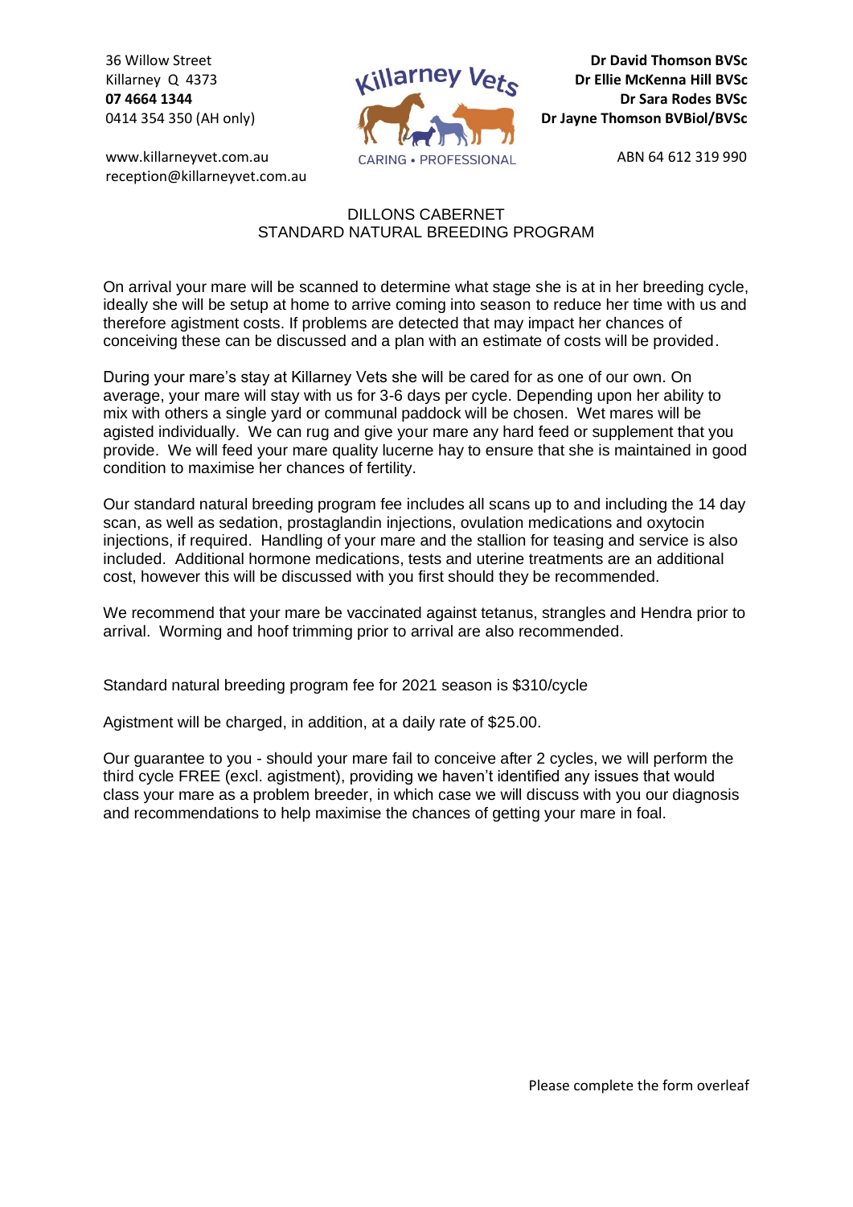36 Willow Street
Killarney Q 4373
**07 4664 1344**
0414 354 350 (AH only)

www.killarneyvet.com.au
reception@killarneyvet.com.au

Killarney Vets
CARING • PROFESSIONAL

**Dr David Thomson BVSc**
**Dr Ellie McKenna Hill BVSc**
**Dr Sara Rodes BVSc**
**Dr Jayne Thomson BVBiol/BVSc**

ABN 64 612 319 990

## DILLONS CABERNET
## STANDARD NATURAL BREEDING PROGRAM

On arrival your mare will be scanned to determine what stage she is at in her breeding cycle, ideally she will be setup at home to arrive coming into season to reduce her time with us and therefore agistment costs. If problems are detected that may impact her chances of conceiving these can be discussed and a plan with an estimate of costs will be provided.

During your mare's stay at Killarney Vets she will be cared for as one of our own. On average, your mare will stay with us for 3-6 days per cycle. Depending upon her ability to mix with others a single yard or communal paddock will be chosen. Wet mares will be agisted individually. We can rug and give your mare any hard feed or supplement that you provide. We will feed your mare quality lucerne hay to ensure that she is maintained in good condition to maximise her chances of fertility.

Our standard natural breeding program fee includes all scans up to and including the 14 day scan, as well as sedation, prostaglandin injections, ovulation medications and oxytocin injections, if required. Handling of your mare and the stallion for teasing and service is also included. Additional hormone medications, tests and uterine treatments are an additional cost, however this will be discussed with you first should they be recommended.

We recommend that your mare be vaccinated against tetanus, strangles and Hendra prior to arrival. Worming and hoof trimming prior to arrival are also recommended.

Standard natural breeding program fee for 2021 season is $310/cycle

Agistment will be charged, in addition, at a daily rate of $25.00.

Our guarantee to you - should your mare fail to conceive after 2 cycles, we will perform the third cycle FREE (excl. agistment), providing we haven't identified any issues that would class your mare as a problem breeder, in which case we will discuss with you our diagnosis and recommendations to help maximise the chances of getting your mare in foal.

Please complete the form overleaf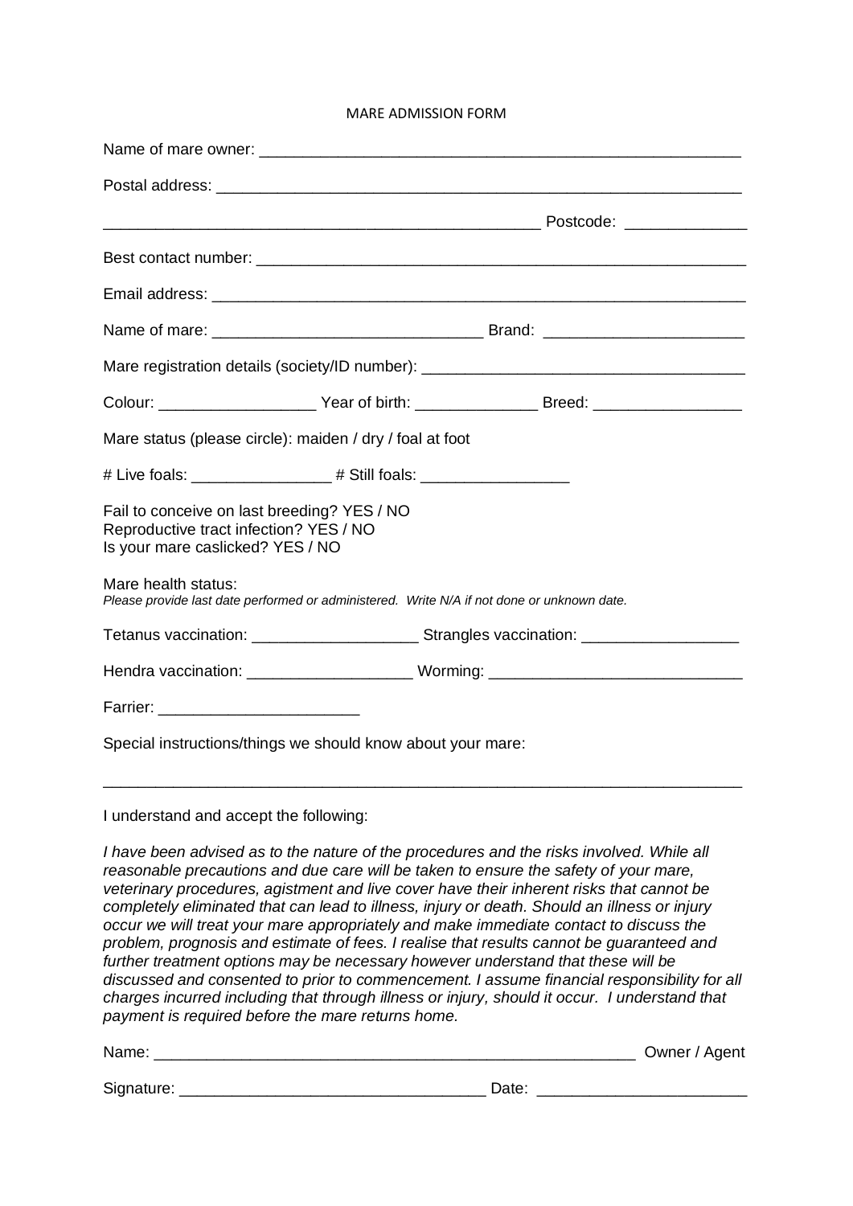MARE ADMISSION FORM

Name of mare owner: ________________________________________________________

Postal address: ____________________________________________________________

__________________________________________________ Postcode: _____________

Best contact number: ________________________________________________________

Email address: _____________________________________________________________

Name of mare: ______________________________ Brand: ______________________

Mare registration details (society/ID number): ____________________________________

Colour: __________________ Year of birth: ______________ Breed: ________________

Mare status (please circle): maiden / dry / foal at foot

# Live foals: _______________ # Still foals: ________________

Fail to conceive on last breeding? YES / NO
Reproductive tract infection? YES / NO
Is your mare caslicked? YES / NO

Mare health status:
*Please provide last date performed or administered. Write N/A if not done or unknown date.*

Tetanus vaccination: ___________________ Strangles vaccination: _________________

Hendra vaccination: ___________________ Worming: ____________________________

Farrier: ______________________

Special instructions/things we should know about your mare:

__________________________________________________________________________

I understand and accept the following:

*I have been advised as to the nature of the procedures and the risks involved. While all reasonable precautions and due care will be taken to ensure the safety of your mare, veterinary procedures, agistment and live cover have their inherent risks that cannot be completely eliminated that can lead to illness, injury or death. Should an illness or injury occur we will treat your mare appropriately and make immediate contact to discuss the problem, prognosis and estimate of fees. I realise that results cannot be guaranteed and further treatment options may be necessary however understand that these will be discussed and consented to prior to commencement. I assume financial responsibility for all charges incurred including that through illness or injury, should it occur. I understand that payment is required before the mare returns home.*

Name: ________________________________________________________ Owner / Agent

Signature: __________________________________ Date: _______________________